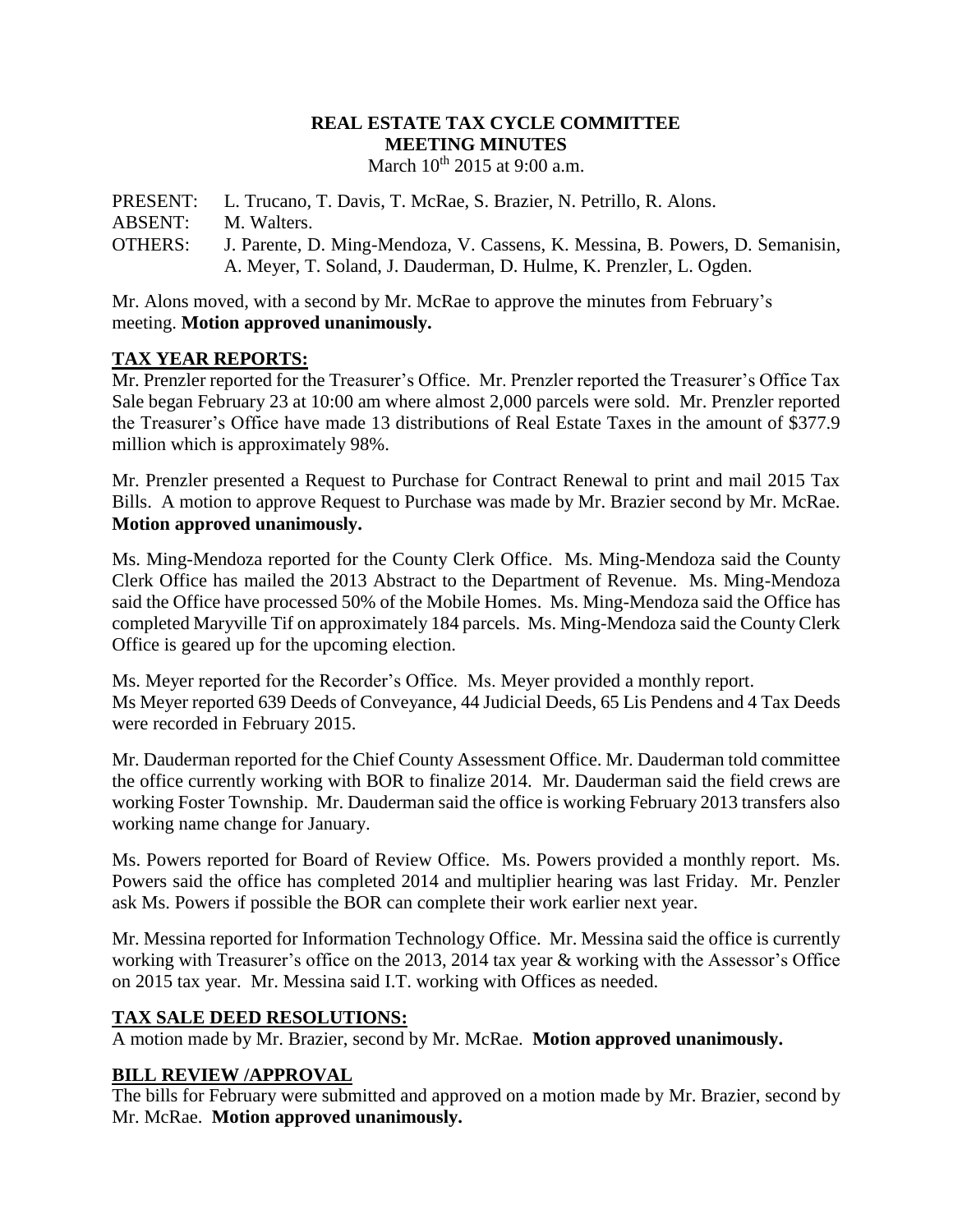# REAL ESTATE TAX CYCLE COMMITTEE
## MEETING MINUTES

March 10th 2015 at 9:00 a.m.

PRESENT: L. Trucano, T. Davis, T. McRae, S. Brazier, N. Petrillo, R. Alons.
ABSENT: M. Walters.
OTHERS: J. Parente, D. Ming-Mendoza, V. Cassens, K. Messina, B. Powers, D. Semanisin, A. Meyer, T. Soland, J. Dauderman, D. Hulme, K. Prenzler, L. Ogden.

Mr. Alons moved, with a second by Mr. McRae to approve the minutes from February's meeting. **Motion approved unanimously.**

## TAX YEAR REPORTS:

Mr. Prenzler reported for the Treasurer's Office. Mr. Prenzler reported the Treasurer's Office Tax Sale began February 23 at 10:00 am where almost 2,000 parcels were sold. Mr. Prenzler reported the Treasurer's Office have made 13 distributions of Real Estate Taxes in the amount of $377.9 million which is approximately 98%.

Mr. Prenzler presented a Request to Purchase for Contract Renewal to print and mail 2015 Tax Bills. A motion to approve Request to Purchase was made by Mr. Brazier second by Mr. McRae. **Motion approved unanimously.**

Ms. Ming-Mendoza reported for the County Clerk Office. Ms. Ming-Mendoza said the County Clerk Office has mailed the 2013 Abstract to the Department of Revenue. Ms. Ming-Mendoza said the Office have processed 50% of the Mobile Homes. Ms. Ming-Mendoza said the Office has completed Maryville Tif on approximately 184 parcels. Ms. Ming-Mendoza said the County Clerk Office is geared up for the upcoming election.

Ms. Meyer reported for the Recorder's Office. Ms. Meyer provided a monthly report. Ms Meyer reported 639 Deeds of Conveyance, 44 Judicial Deeds, 65 Lis Pendens and 4 Tax Deeds were recorded in February 2015.

Mr. Dauderman reported for the Chief County Assessment Office. Mr. Dauderman told committee the office currently working with BOR to finalize 2014. Mr. Dauderman said the field crews are working Foster Township. Mr. Dauderman said the office is working February 2013 transfers also working name change for January.

Ms. Powers reported for Board of Review Office. Ms. Powers provided a monthly report. Ms. Powers said the office has completed 2014 and multiplier hearing was last Friday. Mr. Penzler ask Ms. Powers if possible the BOR can complete their work earlier next year.

Mr. Messina reported for Information Technology Office. Mr. Messina said the office is currently working with Treasurer's office on the 2013, 2014 tax year & working with the Assessor's Office on 2015 tax year. Mr. Messina said I.T. working with Offices as needed.

## TAX SALE DEED RESOLUTIONS:

A motion made by Mr. Brazier, second by Mr. McRae. **Motion approved unanimously.**

## BILL REVIEW /APPROVAL

The bills for February were submitted and approved on a motion made by Mr. Brazier, second by Mr. McRae. **Motion approved unanimously.**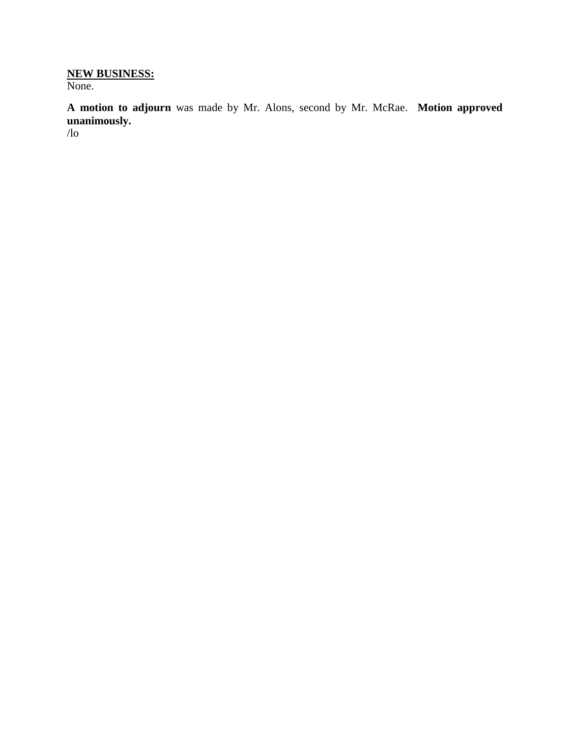**NEW BUSINESS:**
None.

**A motion to adjourn** was made by Mr. Alons, second by Mr. McRae. **Motion approved unanimously.**
/lo